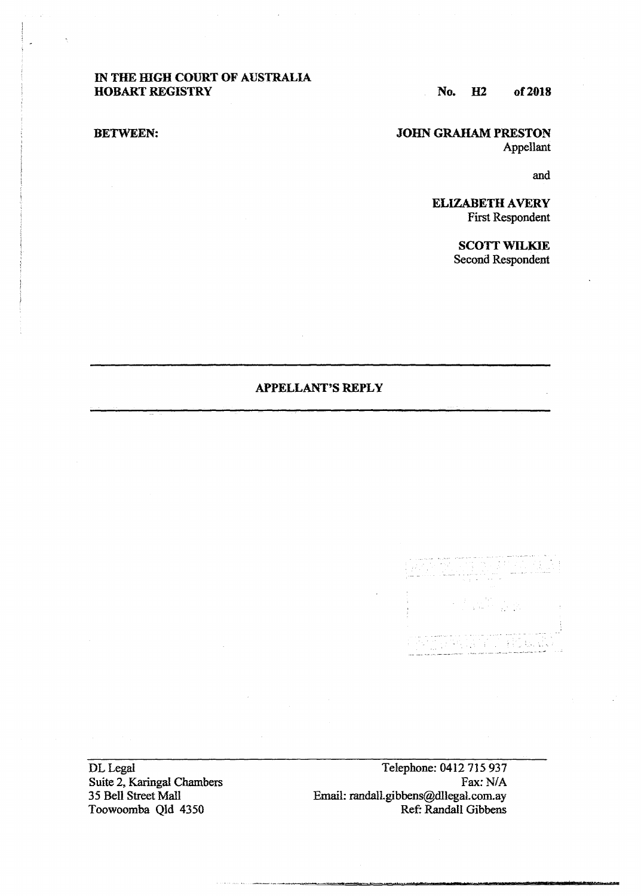**IN THE HIGH COURT OF AUSTRALIA**
**HOBART REGISTRY**

**No. H2 of 2018**

**BETWEEN:**

**JOHN GRAHAM PRESTON**
Appellant

and

**ELIZABETH AVERY**
First Respondent

**SCOTT WILKIE**
Second Respondent

---

**APPELLANT'S REPLY**

---

DL Legal
Suite 2, Karingal Chambers
35 Bell Street Mall
Toowoomba Qld 4350

Telephone: 0412 715 937
Fax: N/A
Email: randall.gibbens@dllegal.com.ay
Ref: Randall Gibbens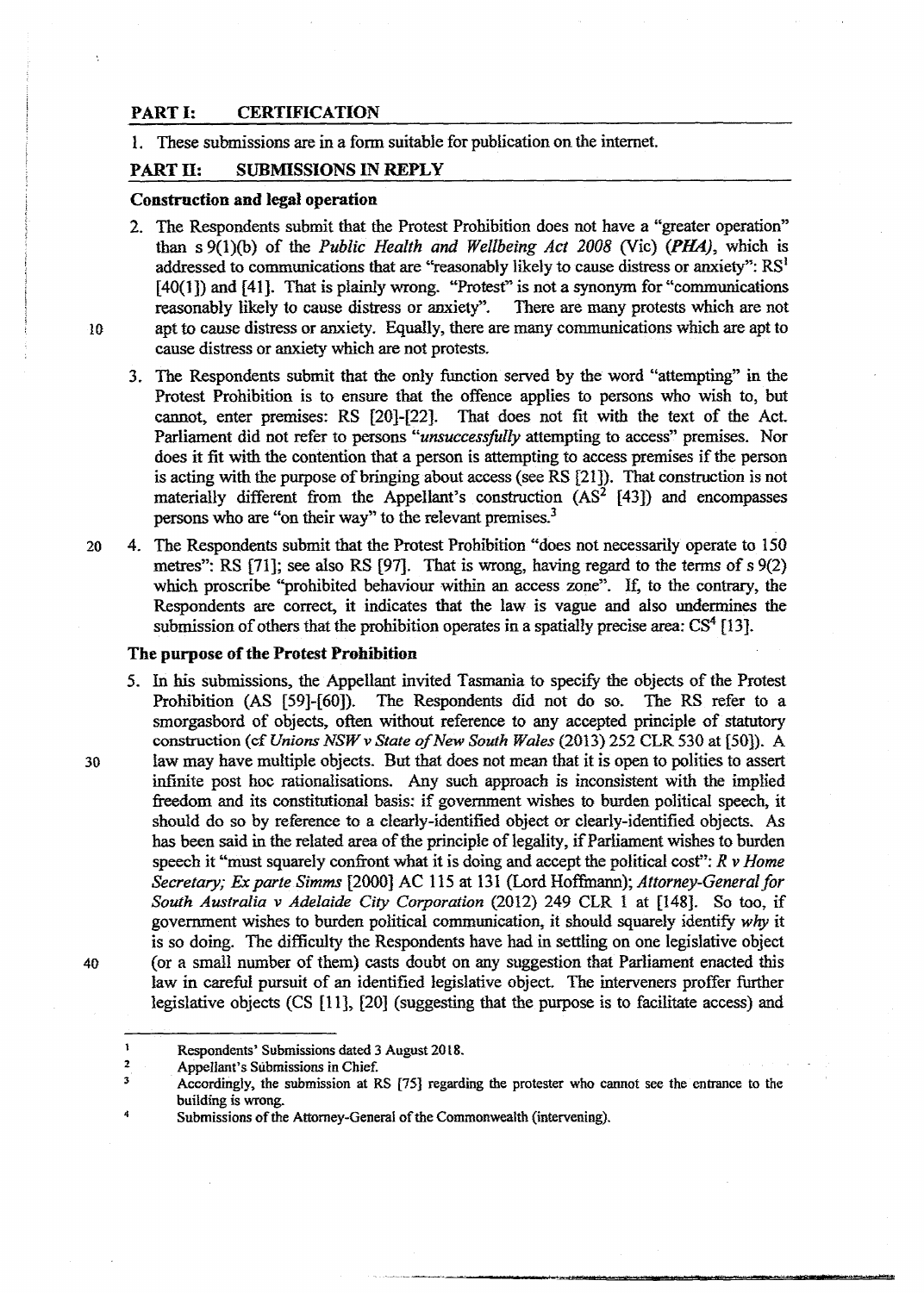## PART I: CERTIFICATION

1. These submissions are in a form suitable for publication on the internet.

## PART II: SUBMISSIONS IN REPLY

### Construction and legal operation

2. The Respondents submit that the Protest Prohibition does not have a "greater operation" than s 9(1)(b) of the *Public Health and Wellbeing Act 2008* (Vic) (*PHA*), which is addressed to communications that are "reasonably likely to cause distress or anxiety": RS[1] [40(1]) and [41]. That is plainly wrong. "Protest" is not a synonym for "communications reasonably likely to cause distress or anxiety". There are many protests which are not apt to cause distress or anxiety. Equally, there are many communications which are apt to cause distress or anxiety which are not protests.

3. The Respondents submit that the only function served by the word "attempting" in the Protest Prohibition is to ensure that the offence applies to persons who wish to, but cannot, enter premises: RS [20]-[22]. That does not fit with the text of the Act. Parliament did not refer to persons "*unsuccessfully* attempting to access" premises. Nor does it fit with the contention that a person is attempting to access premises if the person is acting with the purpose of bringing about access (see RS [21]). That construction is not materially different from the Appellant's construction (AS[2] [43]) and encompasses persons who are "on their way" to the relevant premises.[3]

4. The Respondents submit that the Protest Prohibition "does not necessarily operate to 150 metres": RS [71]; see also RS [97]. That is wrong, having regard to the terms of s 9(2) which proscribe "prohibited behaviour within an access zone". If, to the contrary, the Respondents are correct, it indicates that the law is vague and also undermines the submission of others that the prohibition operates in a spatially precise area: CS[4] [13].

### The purpose of the Protest Prohibition

5. In his submissions, the Appellant invited Tasmania to specify the objects of the Protest Prohibition (AS [59]-[60]). The Respondents did not do so. The RS refer to a smorgasbord of objects, often without reference to any accepted principle of statutory construction (cf *Unions NSW v State of New South Wales* (2013) 252 CLR 530 at [50]). A law may have multiple objects. But that does not mean that it is open to polities to assert infinite post hoc rationalisations. Any such approach is inconsistent with the implied freedom and its constitutional basis: if government wishes to burden political speech, it should do so by reference to a clearly-identified object or clearly-identified objects. As has been said in the related area of the principle of legality, if Parliament wishes to burden speech it "must squarely confront what it is doing and accept the political cost": *R v Home Secretary; Ex parte Simms* [2000] AC 115 at 131 (Lord Hoffmann); *Attorney-General for South Australia v Adelaide City Corporation* (2012) 249 CLR 1 at [148]. So too, if government wishes to burden political communication, it should squarely identify *why* it is so doing. The difficulty the Respondents have had in settling on one legislative object (or a small number of them) casts doubt on any suggestion that Parliament enacted this law in careful pursuit of an identified legislative object. The interveners proffer further legislative objects (CS [11], [20] (suggesting that the purpose is to facilitate access) and

---

[1] Respondents' Submissions dated 3 August 2018.

[2] Appellant's Submissions in Chief.

[3] Accordingly, the submission at RS [75] regarding the protester who cannot see the entrance to the building is wrong.

[4] Submissions of the Attorney-General of the Commonwealth (intervening).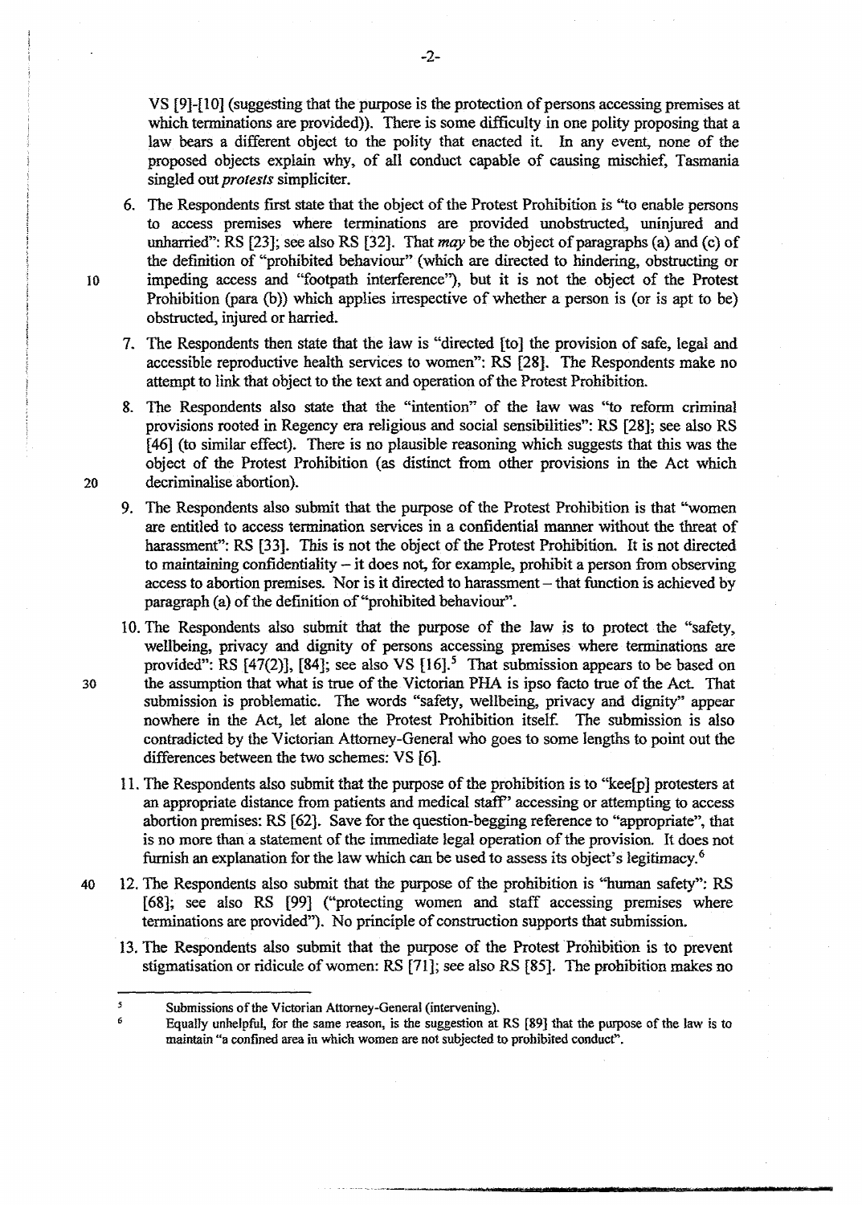VS [9]-[10] (suggesting that the purpose is the protection of persons accessing premises at which terminations are provided)). There is some difficulty in one polity proposing that a law bears a different object to the polity that enacted it. In any event, none of the proposed objects explain why, of all conduct capable of causing mischief, Tasmania singled out *protests* simpliciter.

6. The Respondents first state that the object of the Protest Prohibition is "to enable persons to access premises where terminations are provided unobstructed, uninjured and unharried": RS [23]; see also RS [32]. That *may* be the object of paragraphs (a) and (c) of the definition of "prohibited behaviour" (which are directed to hindering, obstructing or impeding access and "footpath interference"), but it is not the object of the Protest Prohibition (para (b)) which applies irrespective of whether a person is (or is apt to be) obstructed, injured or harried.

7. The Respondents then state that the law is "directed [to] the provision of safe, legal and accessible reproductive health services to women": RS [28]. The Respondents make no attempt to link that object to the text and operation of the Protest Prohibition.

8. The Respondents also state that the "intention" of the law was "to reform criminal provisions rooted in Regency era religious and social sensibilities": RS [28]; see also RS [46] (to similar effect). There is no plausible reasoning which suggests that this was the object of the Protest Prohibition (as distinct from other provisions in the Act which decriminalise abortion).

9. The Respondents also submit that the purpose of the Protest Prohibition is that "women are entitled to access termination services in a confidential manner without the threat of harassment": RS [33]. This is not the object of the Protest Prohibition. It is not directed to maintaining confidentiality – it does not, for example, prohibit a person from observing access to abortion premises. Nor is it directed to harassment – that function is achieved by paragraph (a) of the definition of "prohibited behaviour".

10. The Respondents also submit that the purpose of the law is to protect the "safety, wellbeing, privacy and dignity of persons accessing premises where terminations are provided": RS [47(2)], [84]; see also VS [16].[5] That submission appears to be based on the assumption that what is true of the Victorian PHA is ipso facto true of the Act. That submission is problematic. The words "safety, wellbeing, privacy and dignity" appear nowhere in the Act, let alone the Protest Prohibition itself. The submission is also contradicted by the Victorian Attorney-General who goes to some lengths to point out the differences between the two schemes: VS [6].

11. The Respondents also submit that the purpose of the prohibition is to "kee[p] protesters at an appropriate distance from patients and medical staff" accessing or attempting to access abortion premises: RS [62]. Save for the question-begging reference to "appropriate", that is no more than a statement of the immediate legal operation of the provision. It does not furnish an explanation for the law which can be used to assess its object's legitimacy.[6]

12. The Respondents also submit that the purpose of the prohibition is "human safety": RS [68]; see also RS [99] ("protecting women and staff accessing premises where terminations are provided"). No principle of construction supports that submission.

13. The Respondents also submit that the purpose of the Protest Prohibition is to prevent stigmatisation or ridicule of women: RS [71]; see also RS [85]. The prohibition makes no

---

[5] Submissions of the Victorian Attorney-General (intervening).

[6] Equally unhelpful, for the same reason, is the suggestion at RS [89] that the purpose of the law is to maintain "a confined area in which women are not subjected to prohibited conduct".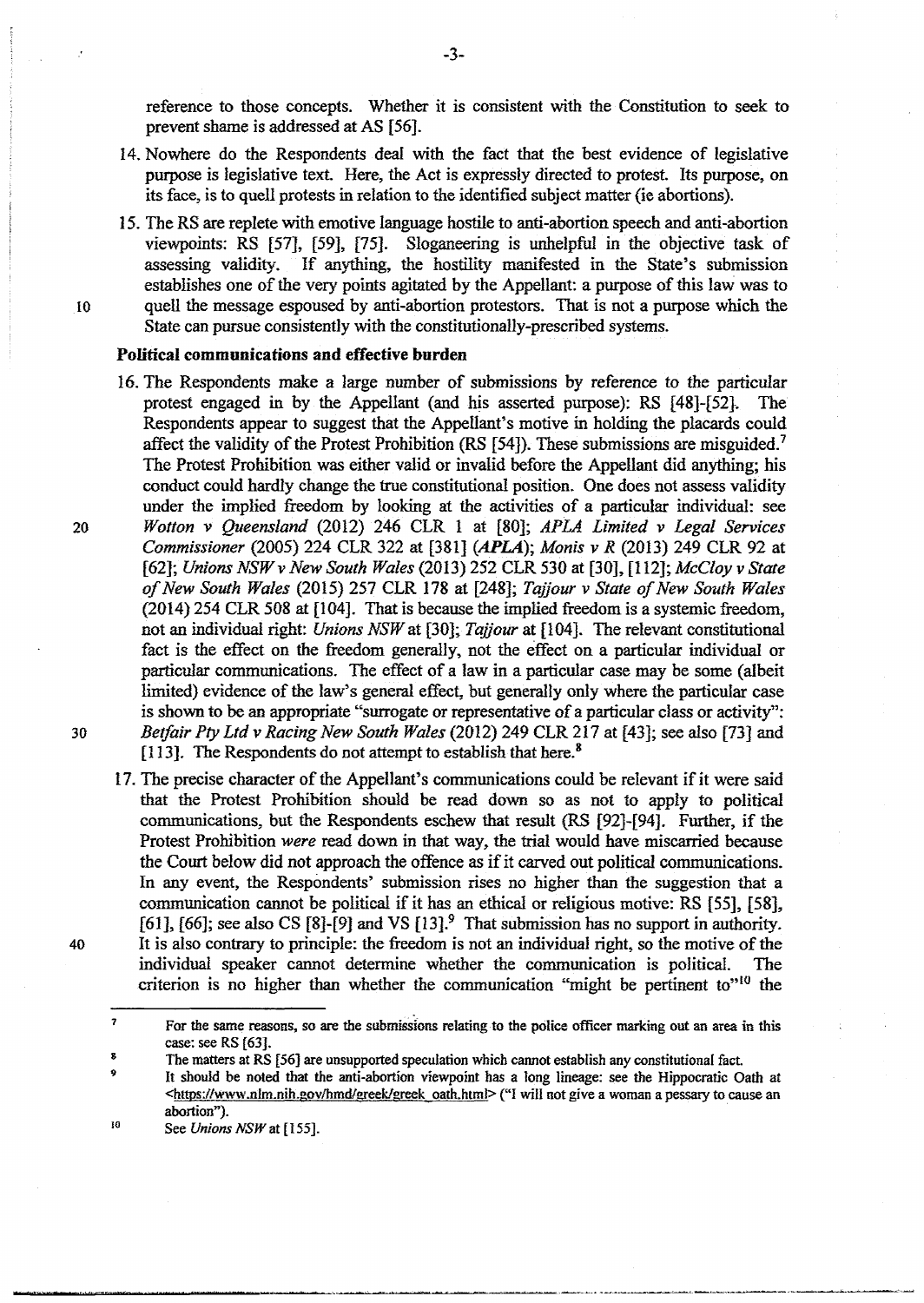reference to those concepts. Whether it is consistent with the Constitution to seek to prevent shame is addressed at AS [56].

14. Nowhere do the Respondents deal with the fact that the best evidence of legislative purpose is legislative text. Here, the Act is expressly directed to protest. Its purpose, on its face, is to quell protests in relation to the identified subject matter (ie abortions).

15. The RS are replete with emotive language hostile to anti-abortion speech and anti-abortion viewpoints: RS [57], [59], [75]. Sloganeering is unhelpful in the objective task of assessing validity. If anything, the hostility manifested in the State's submission establishes one of the very points agitated by the Appellant: a purpose of this law was to quell the message espoused by anti-abortion protestors. That is not a purpose which the State can pursue consistently with the constitutionally-prescribed systems.

### Political communications and effective burden

16. The Respondents make a large number of submissions by reference to the particular protest engaged in by the Appellant (and his asserted purpose): RS [48]-[52]. The Respondents appear to suggest that the Appellant's motive in holding the placards could affect the validity of the Protest Prohibition (RS [54]). These submissions are misguided.[7] The Protest Prohibition was either valid or invalid before the Appellant did anything; his conduct could hardly change the true constitutional position. One does not assess validity under the implied freedom by looking at the activities of a particular individual: see *Wotton v Queensland* (2012) 246 CLR 1 at [80]; *APLA Limited v Legal Services Commissioner* (2005) 224 CLR 322 at [381] (*APLA*); *Monis v R* (2013) 249 CLR 92 at [62]; *Unions NSW v New South Wales* (2013) 252 CLR 530 at [30], [112]; *McCloy v State of New South Wales* (2015) 257 CLR 178 at [248]; *Tajjour v State of New South Wales* (2014) 254 CLR 508 at [104]. That is because the implied freedom is a systemic freedom, not an individual right: *Unions NSW* at [30]; *Tajjour* at [104]. The relevant constitutional fact is the effect on the freedom generally, not the effect on a particular individual or particular communications. The effect of a law in a particular case may be some (albeit limited) evidence of the law's general effect, but generally only where the particular case is shown to be an appropriate "surrogate or representative of a particular class or activity": *Betfair Pty Ltd v Racing New South Wales* (2012) 249 CLR 217 at [43]; see also [73] and [113]. The Respondents do not attempt to establish that here.[8]

17. The precise character of the Appellant's communications could be relevant if it were said that the Protest Prohibition should be read down so as not to apply to political communications, but the Respondents eschew that result (RS [92]-[94]. Further, if the Protest Prohibition *were* read down in that way, the trial would have miscarried because the Court below did not approach the offence as if it carved out political communications. In any event, the Respondents' submission rises no higher than the suggestion that a communication cannot be political if it has an ethical or religious motive: RS [55], [58], [61], [66]; see also CS [8]-[9] and VS [13].[9] That submission has no support in authority. It is also contrary to principle: the freedom is not an individual right, so the motive of the individual speaker cannot determine whether the communication is political. The criterion is no higher than whether the communication "might be pertinent to"[10] the

---

[7] For the same reasons, so are the submissions relating to the police officer marking out an area in this case: see RS [63].

[8] The matters at RS [56] are unsupported speculation which cannot establish any constitutional fact.

[9] It should be noted that the anti-abortion viewpoint has a long lineage: see the Hippocratic Oath at <https://www.nlm.nih.gov/hmd/greek/greek_oath.html> ("I will not give a woman a pessary to cause an abortion").

[10] See *Unions NSW* at [155].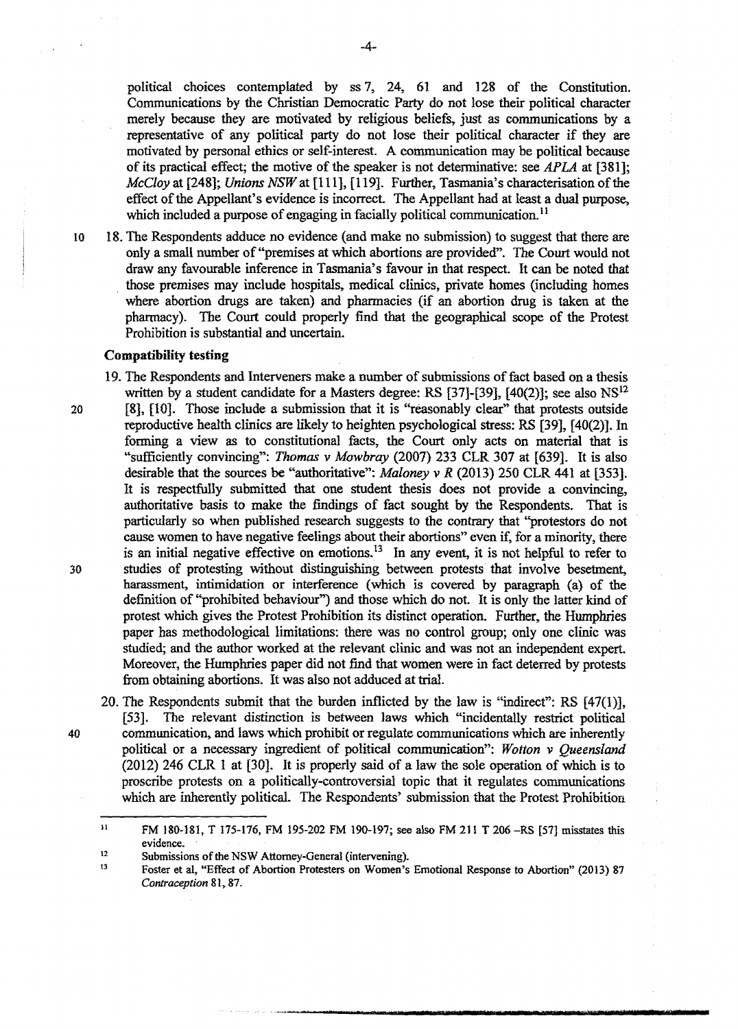political choices contemplated by ss 7, 24, 61 and 128 of the Constitution. Communications by the Christian Democratic Party do not lose their political character merely because they are motivated by religious beliefs, just as communications by a representative of any political party do not lose their political character if they are motivated by personal ethics or self-interest. A communication may be political because of its practical effect; the motive of the speaker is not determinative: see *APLA* at [381]; *McCloy* at [248]; *Unions NSW* at [111], [119]. Further, Tasmania's characterisation of the effect of the Appellant's evidence is incorrect. The Appellant had at least a dual purpose, which included a purpose of engaging in facially political communication.[11]

18. The Respondents adduce no evidence (and make no submission) to suggest that there are only a small number of "premises at which abortions are provided". The Court would not draw any favourable inference in Tasmania's favour in that respect. It can be noted that those premises may include hospitals, medical clinics, private homes (including homes where abortion drugs are taken) and pharmacies (if an abortion drug is taken at the pharmacy). The Court could properly find that the geographical scope of the Protest Prohibition is substantial and uncertain.

**Compatibility testing**

19. The Respondents and Interveners make a number of submissions of fact based on a thesis written by a student candidate for a Masters degree: RS [37]-[39], [40(2)]; see also NS[12] [8], [10]. Those include a submission that it is "reasonably clear" that protests outside reproductive health clinics are likely to heighten psychological stress: RS [39], [40(2)]. In forming a view as to constitutional facts, the Court only acts on material that is "sufficiently convincing": *Thomas v Mowbray* (2007) 233 CLR 307 at [639]. It is also desirable that the sources be "authoritative": *Maloney v R* (2013) 250 CLR 441 at [353]. It is respectfully submitted that one student thesis does not provide a convincing, authoritative basis to make the findings of fact sought by the Respondents. That is particularly so when published research suggests to the contrary that "protestors do not cause women to have negative feelings about their abortions" even if, for a minority, there is an initial negative effective on emotions.[13] In any event, it is not helpful to refer to studies of protesting without distinguishing between protests that involve besetment, harassment, intimidation or interference (which is covered by paragraph (a) of the definition of "prohibited behaviour") and those which do not. It is only the latter kind of protest which gives the Protest Prohibition its distinct operation. Further, the Humphries paper has methodological limitations: there was no control group; only one clinic was studied; and the author worked at the relevant clinic and was not an independent expert. Moreover, the Humphries paper did not find that women were in fact deterred by protests from obtaining abortions. It was also not adduced at trial.

20. The Respondents submit that the burden inflicted by the law is "indirect": RS [47(1)], [53]. The relevant distinction is between laws which "incidentally restrict political communication, and laws which prohibit or regulate communications which are inherently political or a necessary ingredient of political communication": *Wotton v Queensland* (2012) 246 CLR 1 at [30]. It is properly said of a law the sole operation of which is to proscribe protests on a politically-controversial topic that it regulates communications which are inherently political. The Respondents' submission that the Protest Prohibition

---

[11] FM 180-181, T 175-176, FM 195-202 FM 190-197; see also FM 211 T 206 –RS [57] misstates this evidence.

[12] Submissions of the NSW Attorney-General (intervening).

[13] Foster et al, "Effect of Abortion Protesters on Women's Emotional Response to Abortion" (2013) 87 *Contraception* 81, 87.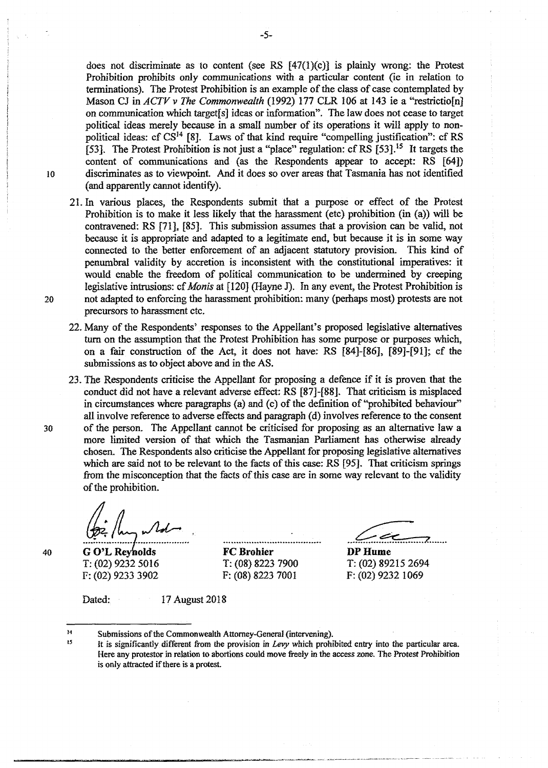does not discriminate as to content (see RS [47(1)(c)] is plainly wrong: the Protest Prohibition prohibits only communications with a particular content (ie in relation to terminations). The Protest Prohibition is an example of the class of case contemplated by Mason CJ in *ACTV v The Commonwealth* (1992) 177 CLR 106 at 143 ie a "restrictio[n] on communication which target[s] ideas or information". The law does not cease to target political ideas merely because in a small number of its operations it will apply to non-political ideas: cf CS[14] [8]. Laws of that kind require "compelling justification": cf RS [53]. The Protest Prohibition is not just a "place" regulation: cf RS [53].[15] It targets the content of communications and (as the Respondents appear to accept: RS [64]) discriminates as to viewpoint. And it does so over areas that Tasmania has not identified (and apparently cannot identify).

21. In various places, the Respondents submit that a purpose or effect of the Protest Prohibition is to make it less likely that the harassment (etc) prohibition (in (a)) will be contravened: RS [71], [85]. This submission assumes that a provision can be valid, not because it is appropriate and adapted to a legitimate end, but because it is in some way connected to the better enforcement of an adjacent statutory provision. This kind of penumbral validity by accretion is inconsistent with the constitutional imperatives: it would enable the freedom of political communication to be undermined by creeping legislative intrusions: cf *Monis* at [120] (Hayne J). In any event, the Protest Prohibition is not adapted to enforcing the harassment prohibition: many (perhaps most) protests are not precursors to harassment etc.

22. Many of the Respondents' responses to the Appellant's proposed legislative alternatives turn on the assumption that the Protest Prohibition has some purpose or purposes which, on a fair construction of the Act, it does not have: RS [84]-[86], [89]-[91]; cf the submissions as to object above and in the AS.

23. The Respondents criticise the Appellant for proposing a defence if it is proven that the conduct did not have a relevant adverse effect: RS [87]-[88]. That criticism is misplaced in circumstances where paragraphs (a) and (c) of the definition of "prohibited behaviour" all involve reference to adverse effects and paragraph (d) involves reference to the consent of the person. The Appellant cannot be criticised for proposing as an alternative law a more limited version of that which the Tasmanian Parliament has otherwise already chosen. The Respondents also criticise the Appellant for proposing legislative alternatives which are said not to be relevant to the facts of this case: RS [95]. That criticism springs from the misconception that the facts of this case are in some way relevant to the validity of the prohibition.

| | | |
|---|---|---|
| **G O'L Reynolds** | **FC Brohier** | **DP Hume** |
| T: (02) 9232 5016 | T: (08) 8223 7900 | T: (02) 89215 2694 |
| F: (02) 9233 3902 | F: (08) 8223 7001 | F: (02) 9232 1069 |

Dated: 17 August 2018

[14] Submissions of the Commonwealth Attorney-General (intervening).

[15] It is significantly different from the provision in *Levy* which prohibited entry into the particular area. Here any protestor in relation to abortions could move freely in the access zone. The Protest Prohibition is only attracted if there is a protest.